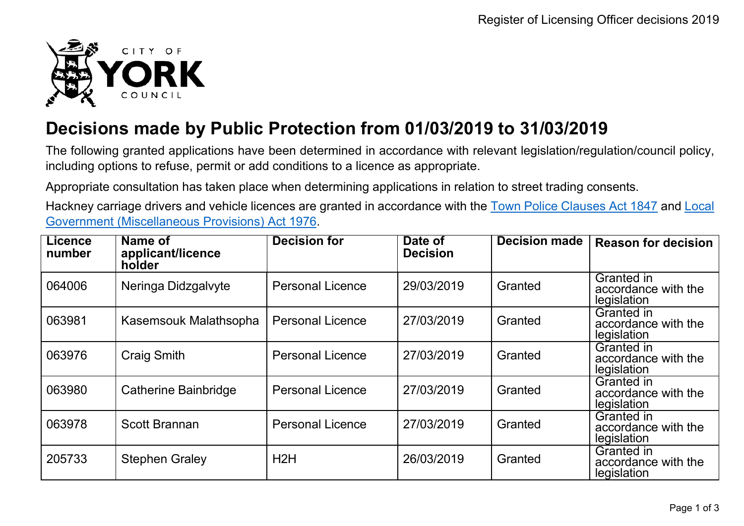# Decisions made by Public Protection from 01/03/2019 to 31/03/2019

The following granted applications have been determined in accordance with relevant legislation/regulation/council policy, including options to refuse, permit or add conditions to a licence as appropriate.

Appropriate consultation has taken place when determining applications in relation to street trading consents.

Hackney carriage drivers and vehicle licences are granted in accordance with the [Town Police Clauses Act 1847]() and [Local Government (Miscellaneous Provisions) Act 1976]().

| Licence number | Name of applicant/licence holder | Decision for | Date of Decision | Decision made | Reason for decision |
|---|---|---|---|---|---|
| 064006 | Neringa Didzgalvyte | Personal Licence | 29/03/2019 | Granted | Granted in accordance with the legislation |
| 063981 | Kasemsouk Malathsopha | Personal Licence | 27/03/2019 | Granted | Granted in accordance with the legislation |
| 063976 | Craig Smith | Personal Licence | 27/03/2019 | Granted | Granted in accordance with the legislation |
| 063980 | Catherine Bainbridge | Personal Licence | 27/03/2019 | Granted | Granted in accordance with the legislation |
| 063978 | Scott Brannan | Personal Licence | 27/03/2019 | Granted | Granted in accordance with the legislation |
| 205733 | Stephen Graley | H2H | 26/03/2019 | Granted | Granted in accordance with the legislation |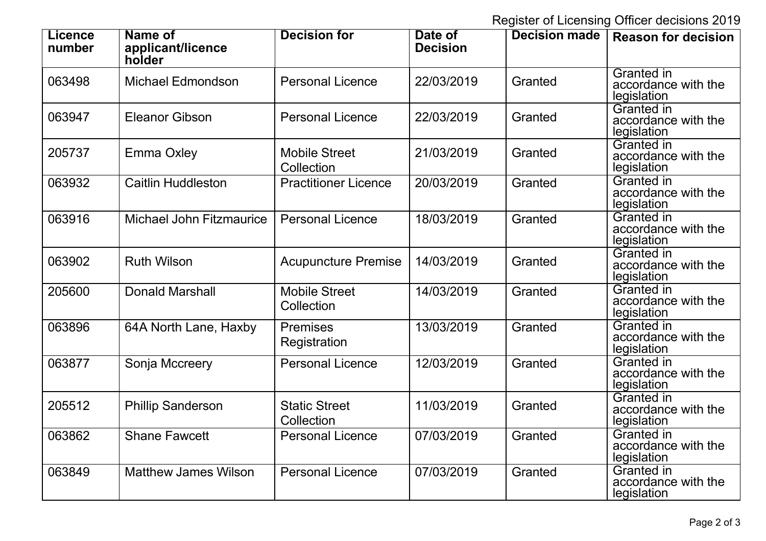| Licence number | Name of applicant/licence holder | Decision for | Date of Decision | Decision made | Reason for decision |
| --- | --- | --- | --- | --- | --- |
| 063498 | Michael Edmondson | Personal Licence | 22/03/2019 | Granted | Granted in accordance with the legislation |
| 063947 | Eleanor Gibson | Personal Licence | 22/03/2019 | Granted | Granted in accordance with the legislation |
| 205737 | Emma Oxley | Mobile Street Collection | 21/03/2019 | Granted | Granted in accordance with the legislation |
| 063932 | Caitlin Huddleston | Practitioner Licence | 20/03/2019 | Granted | Granted in accordance with the legislation |
| 063916 | Michael John Fitzmaurice | Personal Licence | 18/03/2019 | Granted | Granted in accordance with the legislation |
| 063902 | Ruth Wilson | Acupuncture Premise | 14/03/2019 | Granted | Granted in accordance with the legislation |
| 205600 | Donald Marshall | Mobile Street Collection | 14/03/2019 | Granted | Granted in accordance with the legislation |
| 063896 | 64A North Lane, Haxby | Premises Registration | 13/03/2019 | Granted | Granted in accordance with the legislation |
| 063877 | Sonja Mccreery | Personal Licence | 12/03/2019 | Granted | Granted in accordance with the legislation |
| 205512 | Phillip Sanderson | Static Street Collection | 11/03/2019 | Granted | Granted in accordance with the legislation |
| 063862 | Shane Fawcett | Personal Licence | 07/03/2019 | Granted | Granted in accordance with the legislation |
| 063849 | Matthew James Wilson | Personal Licence | 07/03/2019 | Granted | Granted in accordance with the legislation |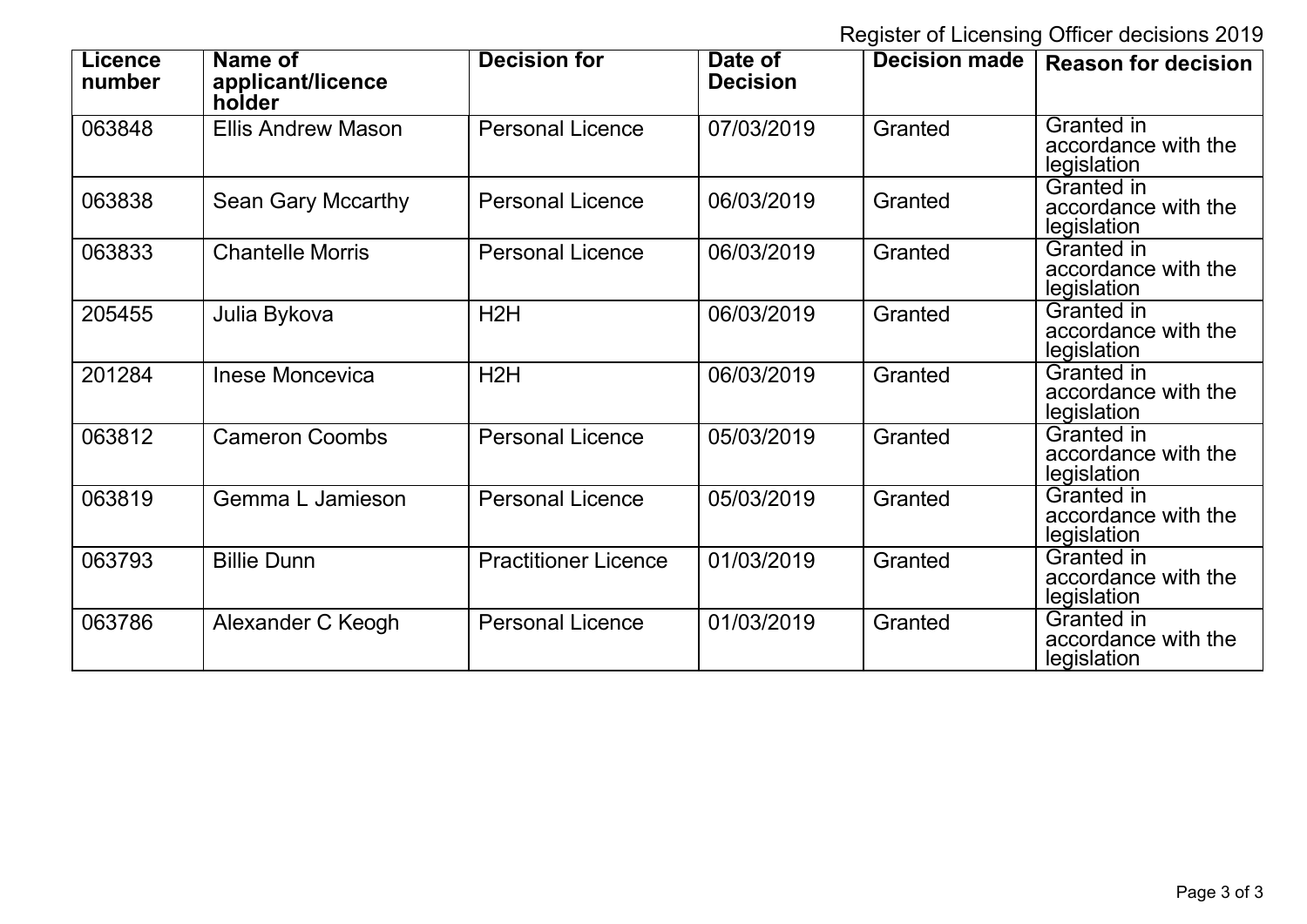Register of Licensing Officer decisions 2019

| Licence number | Name of applicant/licence holder | Decision for | Date of Decision | Decision made | Reason for decision |
|---|---|---|---|---|---|
| 063848 | Ellis Andrew Mason | Personal Licence | 07/03/2019 | Granted | Granted in accordance with the legislation |
| 063838 | Sean Gary Mccarthy | Personal Licence | 06/03/2019 | Granted | Granted in accordance with the legislation |
| 063833 | Chantelle Morris | Personal Licence | 06/03/2019 | Granted | Granted in accordance with the legislation |
| 205455 | Julia Bykova | H2H | 06/03/2019 | Granted | Granted in accordance with the legislation |
| 201284 | Inese Moncevica | H2H | 06/03/2019 | Granted | Granted in accordance with the legislation |
| 063812 | Cameron Coombs | Personal Licence | 05/03/2019 | Granted | Granted in accordance with the legislation |
| 063819 | Gemma L Jamieson | Personal Licence | 05/03/2019 | Granted | Granted in accordance with the legislation |
| 063793 | Billie Dunn | Practitioner Licence | 01/03/2019 | Granted | Granted in accordance with the legislation |
| 063786 | Alexander C Keogh | Personal Licence | 01/03/2019 | Granted | Granted in accordance with the legislation |